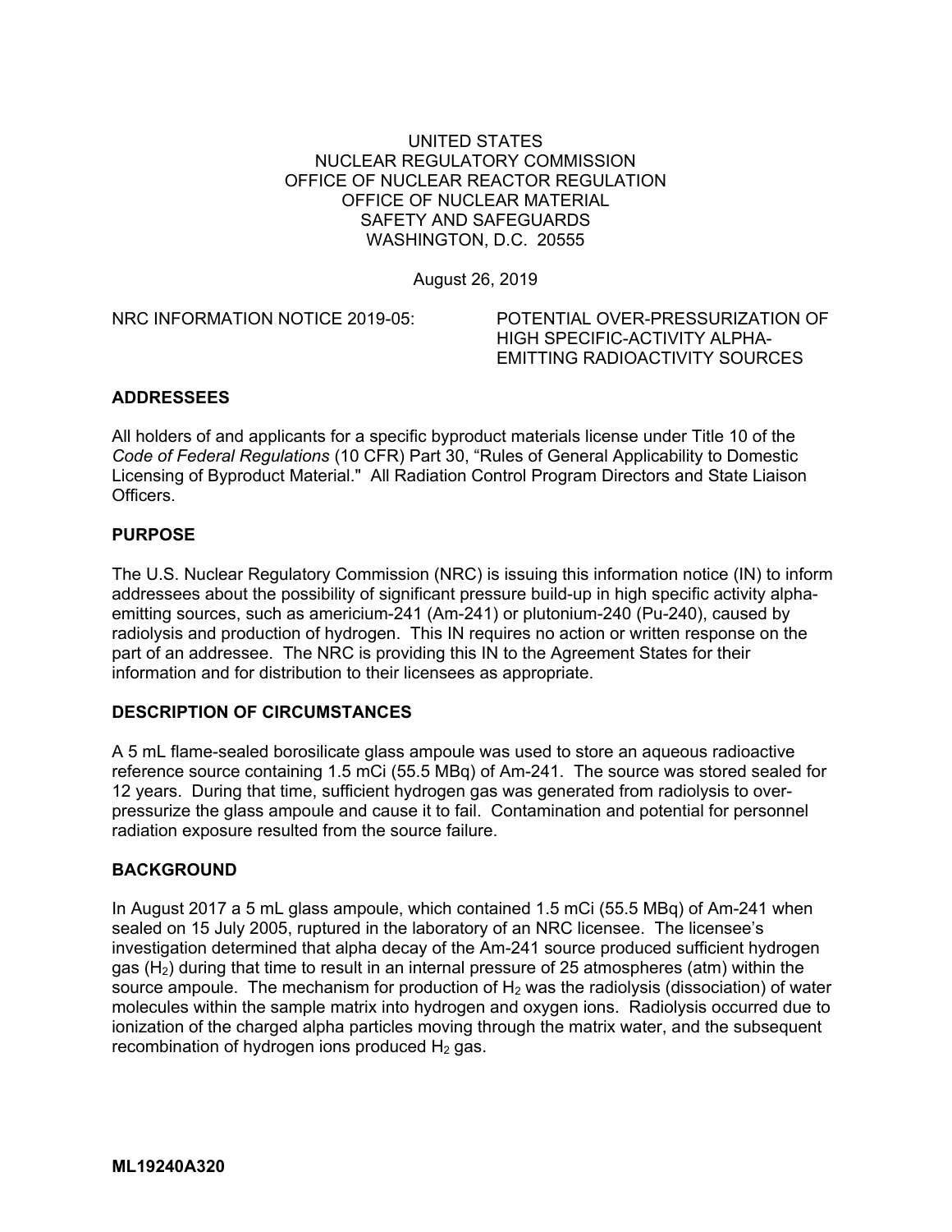UNITED STATES
NUCLEAR REGULATORY COMMISSION
OFFICE OF NUCLEAR REACTOR REGULATION
OFFICE OF NUCLEAR MATERIAL
SAFETY AND SAFEGUARDS
WASHINGTON, D.C. 20555

August 26, 2019

NRC INFORMATION NOTICE 2019-05: POTENTIAL OVER-PRESSURIZATION OF HIGH SPECIFIC-ACTIVITY ALPHA-EMITTING RADIOACTIVITY SOURCES

## ADDRESSEES

All holders of and applicants for a specific byproduct materials license under Title 10 of the *Code of Federal Regulations* (10 CFR) Part 30, "Rules of General Applicability to Domestic Licensing of Byproduct Material." All Radiation Control Program Directors and State Liaison Officers.

## PURPOSE

The U.S. Nuclear Regulatory Commission (NRC) is issuing this information notice (IN) to inform addressees about the possibility of significant pressure build-up in high specific activity alpha-emitting sources, such as americium-241 (Am-241) or plutonium-240 (Pu-240), caused by radiolysis and production of hydrogen. This IN requires no action or written response on the part of an addressee. The NRC is providing this IN to the Agreement States for their information and for distribution to their licensees as appropriate.

## DESCRIPTION OF CIRCUMSTANCES

A 5 mL flame-sealed borosilicate glass ampoule was used to store an aqueous radioactive reference source containing 1.5 mCi (55.5 MBq) of Am-241. The source was stored sealed for 12 years. During that time, sufficient hydrogen gas was generated from radiolysis to over-pressurize the glass ampoule and cause it to fail. Contamination and potential for personnel radiation exposure resulted from the source failure.

## BACKGROUND

In August 2017 a 5 mL glass ampoule, which contained 1.5 mCi (55.5 MBq) of Am-241 when sealed on 15 July 2005, ruptured in the laboratory of an NRC licensee. The licensee's investigation determined that alpha decay of the Am-241 source produced sufficient hydrogen gas ($H_2$) during that time to result in an internal pressure of 25 atmospheres (atm) within the source ampoule. The mechanism for production of $H_2$ was the radiolysis (dissociation) of water molecules within the sample matrix into hydrogen and oxygen ions. Radiolysis occurred due to ionization of the charged alpha particles moving through the matrix water, and the subsequent recombination of hydrogen ions produced $H_2$ gas.

ML19240A320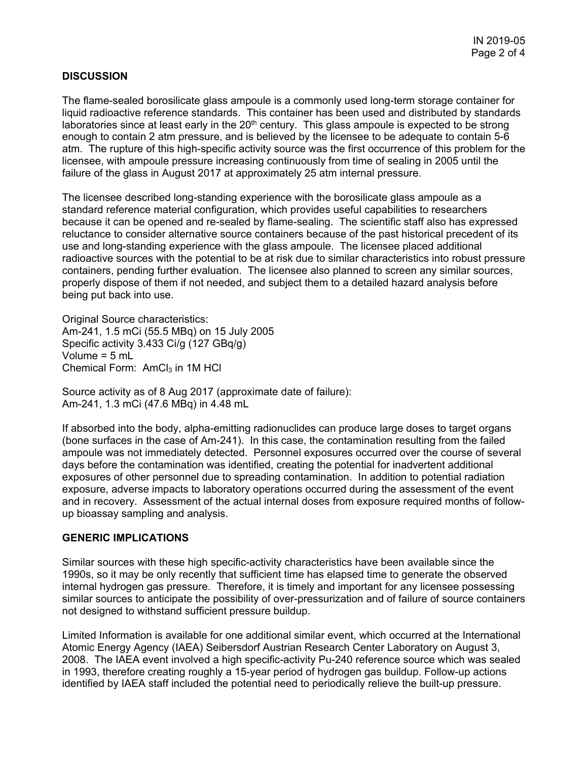## DISCUSSION

The flame-sealed borosilicate glass ampoule is a commonly used long-term storage container for liquid radioactive reference standards. This container has been used and distributed by standards laboratories since at least early in the $20^{th}$ century. This glass ampoule is expected to be strong enough to contain 2 atm pressure, and is believed by the licensee to be adequate to contain 5-6 atm. The rupture of this high-specific activity source was the first occurrence of this problem for the licensee, with ampoule pressure increasing continuously from time of sealing in 2005 until the failure of the glass in August 2017 at approximately 25 atm internal pressure.

The licensee described long-standing experience with the borosilicate glass ampoule as a standard reference material configuration, which provides useful capabilities to researchers because it can be opened and re-sealed by flame-sealing. The scientific staff also has expressed reluctance to consider alternative source containers because of the past historical precedent of its use and long-standing experience with the glass ampoule. The licensee placed additional radioactive sources with the potential to be at risk due to similar characteristics into robust pressure containers, pending further evaluation. The licensee also planned to screen any similar sources, properly dispose of them if not needed, and subject them to a detailed hazard analysis before being put back into use.

Original Source characteristics:
Am-241, 1.5 mCi (55.5 MBq) on 15 July 2005
Specific activity 3.433 Ci/g (127 GBq/g)
Volume = 5 mL
Chemical Form: $AmCl_3$ in 1M HCl

Source activity as of 8 Aug 2017 (approximate date of failure):
Am-241, 1.3 mCi (47.6 MBq) in 4.48 mL

If absorbed into the body, alpha-emitting radionuclides can produce large doses to target organs (bone surfaces in the case of Am-241). In this case, the contamination resulting from the failed ampoule was not immediately detected. Personnel exposures occurred over the course of several days before the contamination was identified, creating the potential for inadvertent additional exposures of other personnel due to spreading contamination. In addition to potential radiation exposure, adverse impacts to laboratory operations occurred during the assessment of the event and in recovery. Assessment of the actual internal doses from exposure required months of follow-up bioassay sampling and analysis.

## GENERIC IMPLICATIONS

Similar sources with these high specific-activity characteristics have been available since the 1990s, so it may be only recently that sufficient time has elapsed time to generate the observed internal hydrogen gas pressure. Therefore, it is timely and important for any licensee possessing similar sources to anticipate the possibility of over-pressurization and of failure of source containers not designed to withstand sufficient pressure buildup.

Limited Information is available for one additional similar event, which occurred at the International Atomic Energy Agency (IAEA) Seibersdorf Austrian Research Center Laboratory on August 3, 2008. The IAEA event involved a high specific-activity Pu-240 reference source which was sealed in 1993, therefore creating roughly a 15-year period of hydrogen gas buildup. Follow-up actions identified by IAEA staff included the potential need to periodically relieve the built-up pressure.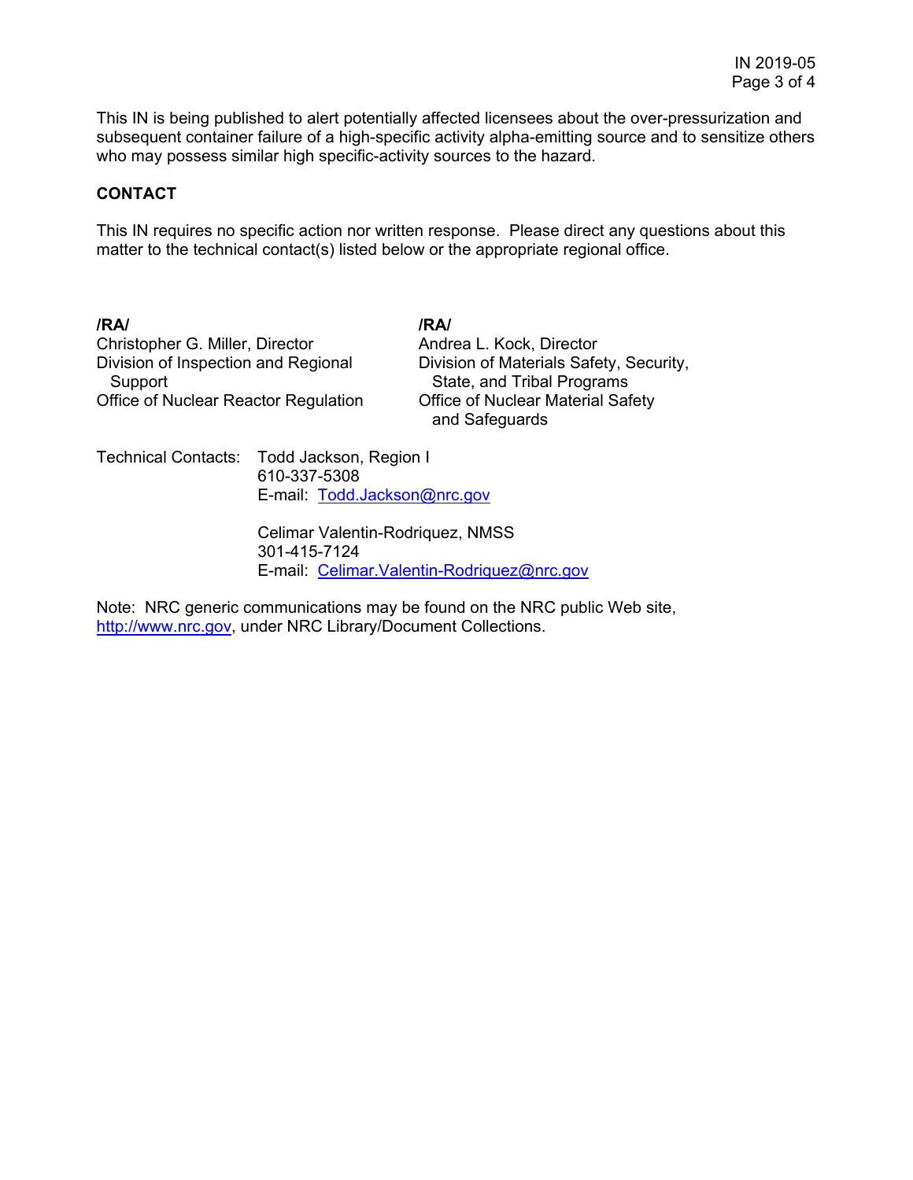This IN is being published to alert potentially affected licensees about the over-pressurization and subsequent container failure of a high-specific activity alpha-emitting source and to sensitize others who may possess similar high specific-activity sources to the hazard.

## CONTACT

This IN requires no specific action nor written response. Please direct any questions about this matter to the technical contact(s) listed below or the appropriate regional office.

**/RA/**
Christopher G. Miller, Director
Division of Inspection and Regional Support
Office of Nuclear Reactor Regulation

**/RA/**
Andrea L. Kock, Director
Division of Materials Safety, Security, State, and Tribal Programs
Office of Nuclear Material Safety and Safeguards

Technical Contacts: Todd Jackson, Region I
610-337-5308
E-mail: Todd.Jackson@nrc.gov

Celimar Valentin-Rodriquez, NMSS
301-415-7124
E-mail: Celimar.Valentin-Rodriquez@nrc.gov

Note: NRC generic communications may be found on the NRC public Web site, http://www.nrc.gov, under NRC Library/Document Collections.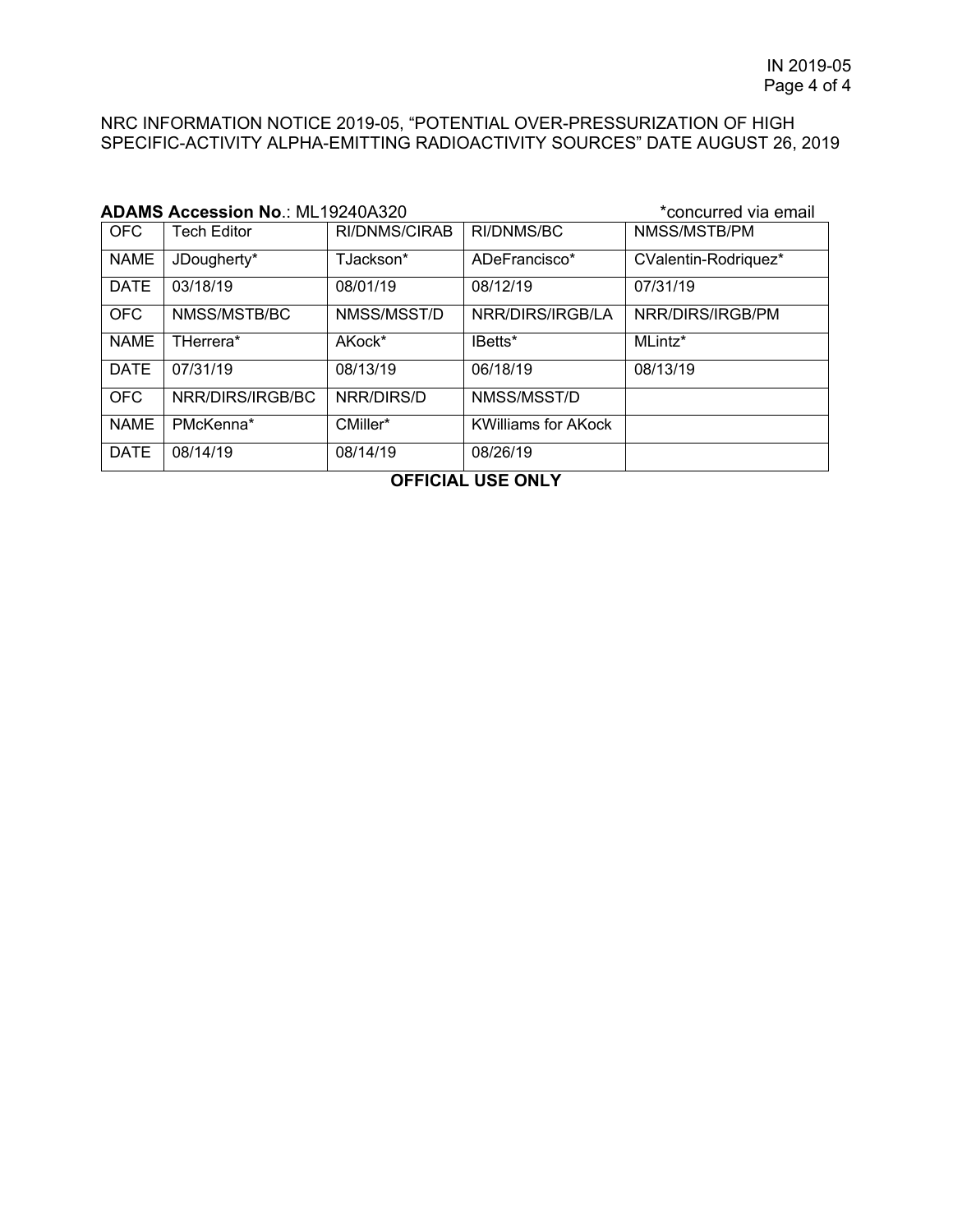NRC INFORMATION NOTICE 2019-05, "POTENTIAL OVER-PRESSURIZATION OF HIGH SPECIFIC-ACTIVITY ALPHA-EMITTING RADIOACTIVITY SOURCES" DATE AUGUST 26, 2019

**ADAMS Accession No**.: ML19240A320 *concurred via email

| OFC | Tech Editor | RI/DNMS/CIRAB | RI/DNMS/BC | NMSS/MSTB/PM |
|---|---|---|---|---|
| NAME | JDougherty* | TJackson* | ADeFrancisco* | CValentin-Rodriquez* |
| DATE | 03/18/19 | 08/01/19 | 08/12/19 | 07/31/19 |
| OFC | NMSS/MSTB/BC | NMSS/MSST/D | NRR/DIRS/IRGB/LA | NRR/DIRS/IRGB/PM |
| NAME | THerrera* | AKock* | IBetts* | MLintz* |
| DATE | 07/31/19 | 08/13/19 | 06/18/19 | 08/13/19 |
| OFC | NRR/DIRS/IRGB/BC | NRR/DIRS/D | NMSS/MSST/D | |
| NAME | PMcKenna* | CMiller* | KWilliams for AKock | |
| DATE | 08/14/19 | 08/14/19 | 08/26/19 | |

**OFFICIAL USE ONLY**